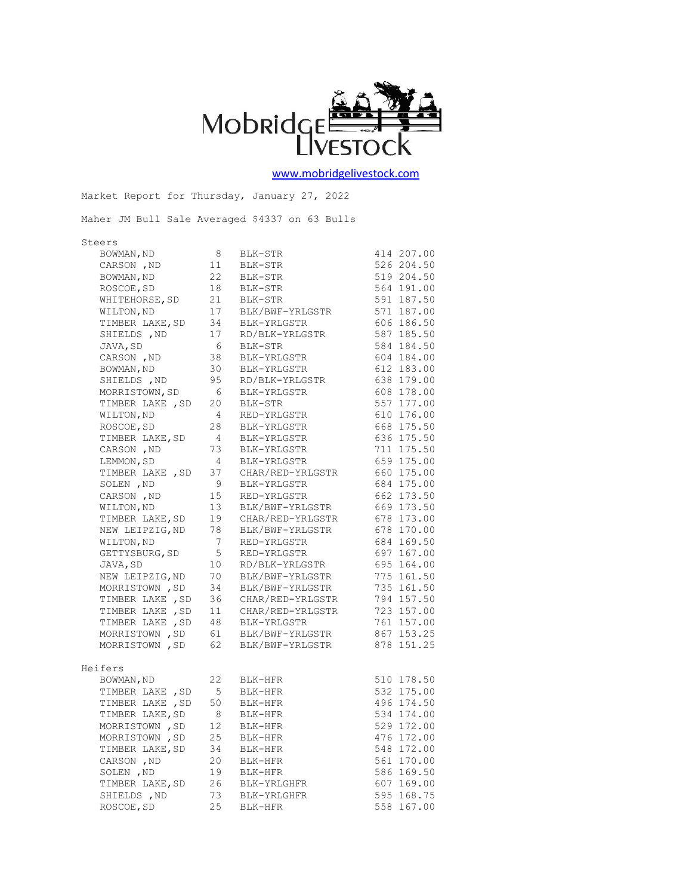# Mobridge Livestock

www.mobridgelivestock.com

Market Report for Thursday, January 27, 2022

Maher JM Bull Sale Averaged $4337 on 63 Bulls

## Steers

| Location | Head | Description | Weight | Price |
|---|---|---|---|---|
| BOWMAN,ND | 8 | BLK-STR | 414 | 207.00 |
| CARSON ,ND | 11 | BLK-STR | 526 | 204.50 |
| BOWMAN,ND | 22 | BLK-STR | 519 | 204.50 |
| ROSCOE,SD | 18 | BLK-STR | 564 | 191.00 |
| WHITEHORSE,SD | 21 | BLK-STR | 591 | 187.50 |
| WILTON,ND | 17 | BLK/BWF-YRLGSTR | 571 | 187.00 |
| TIMBER LAKE,SD | 34 | BLK-YRLGSTR | 606 | 186.50 |
| SHIELDS ,ND | 17 | RD/BLK-YRLGSTR | 587 | 185.50 |
| JAVA,SD | 6 | BLK-STR | 584 | 184.50 |
| CARSON ,ND | 38 | BLK-YRLGSTR | 604 | 184.00 |
| BOWMAN,ND | 30 | BLK-YRLGSTR | 612 | 183.00 |
| SHIELDS ,ND | 95 | RD/BLK-YRLGSTR | 638 | 179.00 |
| MORRISTOWN,SD | 6 | BLK-YRLGSTR | 608 | 178.00 |
| TIMBER LAKE ,SD | 20 | BLK-STR | 557 | 177.00 |
| WILTON,ND | 4 | RED-YRLGSTR | 610 | 176.00 |
| ROSCOE,SD | 28 | BLK-YRLGSTR | 668 | 175.50 |
| TIMBER LAKE,SD | 4 | BLK-YRLGSTR | 636 | 175.50 |
| CARSON ,ND | 73 | BLK-YRLGSTR | 711 | 175.50 |
| LEMMON,SD | 4 | BLK-YRLGSTR | 659 | 175.00 |
| TIMBER LAKE ,SD | 37 | CHAR/RED-YRLGSTR | 660 | 175.00 |
| SOLEN ,ND | 9 | BLK-YRLGSTR | 684 | 175.00 |
| CARSON ,ND | 15 | RED-YRLGSTR | 662 | 173.50 |
| WILTON,ND | 13 | BLK/BWF-YRLGSTR | 669 | 173.50 |
| TIMBER LAKE,SD | 19 | CHAR/RED-YRLGSTR | 678 | 173.00 |
| NEW LEIPZIG,ND | 78 | BLK/BWF-YRLGSTR | 678 | 170.00 |
| WILTON,ND | 7 | RED-YRLGSTR | 684 | 169.50 |
| GETTYSBURG,SD | 5 | RED-YRLGSTR | 697 | 167.00 |
| JAVA,SD | 10 | RD/BLK-YRLGSTR | 695 | 164.00 |
| NEW LEIPZIG,ND | 70 | BLK/BWF-YRLGSTR | 775 | 161.50 |
| MORRISTOWN ,SD | 34 | BLK/BWF-YRLGSTR | 735 | 161.50 |
| TIMBER LAKE ,SD | 36 | CHAR/RED-YRLGSTR | 794 | 157.50 |
| TIMBER LAKE ,SD | 11 | CHAR/RED-YRLGSTR | 723 | 157.00 |
| TIMBER LAKE ,SD | 48 | BLK-YRLGSTR | 761 | 157.00 |
| MORRISTOWN ,SD | 61 | BLK/BWF-YRLGSTR | 867 | 153.25 |
| MORRISTOWN ,SD | 62 | BLK/BWF-YRLGSTR | 878 | 151.25 |

## Heifers

| Location | Head | Description | Weight | Price |
|---|---|---|---|---|
| BOWMAN,ND | 22 | BLK-HFR | 510 | 178.50 |
| TIMBER LAKE ,SD | 5 | BLK-HFR | 532 | 175.00 |
| TIMBER LAKE ,SD | 50 | BLK-HFR | 496 | 174.50 |
| TIMBER LAKE,SD | 8 | BLK-HFR | 534 | 174.00 |
| MORRISTOWN ,SD | 12 | BLK-HFR | 529 | 172.00 |
| MORRISTOWN ,SD | 25 | BLK-HFR | 476 | 172.00 |
| TIMBER LAKE,SD | 34 | BLK-HFR | 548 | 172.00 |
| CARSON ,ND | 20 | BLK-HFR | 561 | 170.00 |
| SOLEN ,ND | 19 | BLK-HFR | 586 | 169.50 |
| TIMBER LAKE,SD | 26 | BLK-YRLGHFR | 607 | 169.00 |
| SHIELDS ,ND | 73 | BLK-YRLGHFR | 595 | 168.75 |
| ROSCOE,SD | 25 | BLK-HFR | 558 | 167.00 |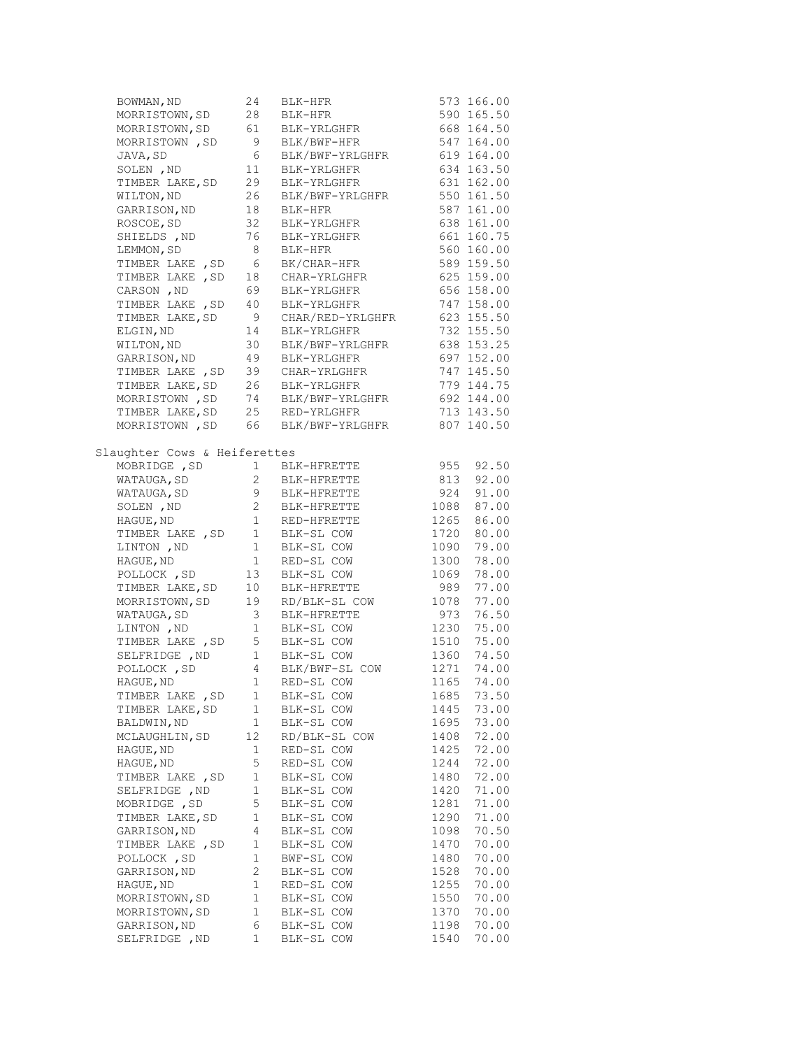| Location | Head | Description | Weight | Price |
|---|---|---|---|---|
| BOWMAN,ND | 24 | BLK-HFR | 573 | 166.00 |
| MORRISTOWN,SD | 28 | BLK-HFR | 590 | 165.50 |
| MORRISTOWN,SD | 61 | BLK-YRLGHFR | 668 | 164.50 |
| MORRISTOWN ,SD | 9 | BLK/BWF-HFR | 547 | 164.00 |
| JAVA,SD | 6 | BLK/BWF-YRLGHFR | 619 | 164.00 |
| SOLEN ,ND | 11 | BLK-YRLGHFR | 634 | 163.50 |
| TIMBER LAKE,SD | 29 | BLK-YRLGHFR | 631 | 162.00 |
| WILTON,ND | 26 | BLK/BWF-YRLGHFR | 550 | 161.50 |
| GARRISON,ND | 18 | BLK-HFR | 587 | 161.00 |
| ROSCOE,SD | 32 | BLK-YRLGHFR | 638 | 161.00 |
| SHIELDS ,ND | 76 | BLK-YRLGHFR | 661 | 160.75 |
| LEMMON,SD | 8 | BLK-HFR | 560 | 160.00 |
| TIMBER LAKE ,SD | 6 | BK/CHAR-HFR | 589 | 159.50 |
| TIMBER LAKE ,SD | 18 | CHAR-YRLGHFR | 625 | 159.00 |
| CARSON ,ND | 69 | BLK-YRLGHFR | 656 | 158.00 |
| TIMBER LAKE ,SD | 40 | BLK-YRLGHFR | 747 | 158.00 |
| TIMBER LAKE,SD | 9 | CHAR/RED-YRLGHFR | 623 | 155.50 |
| ELGIN,ND | 14 | BLK-YRLGHFR | 732 | 155.50 |
| WILTON,ND | 30 | BLK/BWF-YRLGHFR | 638 | 153.25 |
| GARRISON,ND | 49 | BLK-YRLGHFR | 697 | 152.00 |
| TIMBER LAKE ,SD | 39 | CHAR-YRLGHFR | 747 | 145.50 |
| TIMBER LAKE,SD | 26 | BLK-YRLGHFR | 779 | 144.75 |
| MORRISTOWN ,SD | 74 | BLK/BWF-YRLGHFR | 692 | 144.00 |
| TIMBER LAKE,SD | 25 | RED-YRLGHFR | 713 | 143.50 |
| MORRISTOWN ,SD | 66 | BLK/BWF-YRLGHFR | 807 | 140.50 |

Slaughter Cows & Heiferettes

| Location | Head | Description | Weight | Price |
|---|---|---|---|---|
| MOBRIDGE ,SD | 1 | BLK-HFRETTE | 955 | 92.50 |
| WATAUGA,SD | 2 | BLK-HFRETTE | 813 | 92.00 |
| WATAUGA,SD | 9 | BLK-HFRETTE | 924 | 91.00 |
| SOLEN ,ND | 2 | BLK-HFRETTE | 1088 | 87.00 |
| HAGUE,ND | 1 | RED-HFRETTE | 1265 | 86.00 |
| TIMBER LAKE ,SD | 1 | BLK-SL COW | 1720 | 80.00 |
| LINTON ,ND | 1 | BLK-SL COW | 1090 | 79.00 |
| HAGUE,ND | 1 | RED-SL COW | 1300 | 78.00 |
| POLLOCK ,SD | 13 | BLK-SL COW | 1069 | 78.00 |
| TIMBER LAKE,SD | 10 | BLK-HFRETTE | 989 | 77.00 |
| MORRISTOWN,SD | 19 | RD/BLK-SL COW | 1078 | 77.00 |
| WATAUGA,SD | 3 | BLK-HFRETTE | 973 | 76.50 |
| LINTON ,ND | 1 | BLK-SL COW | 1230 | 75.00 |
| TIMBER LAKE ,SD | 5 | BLK-SL COW | 1510 | 75.00 |
| SELFRIDGE ,ND | 1 | BLK-SL COW | 1360 | 74.50 |
| POLLOCK ,SD | 4 | BLK/BWF-SL COW | 1271 | 74.00 |
| HAGUE,ND | 1 | RED-SL COW | 1165 | 74.00 |
| TIMBER LAKE ,SD | 1 | BLK-SL COW | 1685 | 73.50 |
| TIMBER LAKE,SD | 1 | BLK-SL COW | 1445 | 73.00 |
| BALDWIN,ND | 1 | BLK-SL COW | 1695 | 73.00 |
| MCLAUGHLIN,SD | 12 | RD/BLK-SL COW | 1408 | 72.00 |
| HAGUE,ND | 1 | RED-SL COW | 1425 | 72.00 |
| HAGUE,ND | 5 | RED-SL COW | 1244 | 72.00 |
| TIMBER LAKE ,SD | 1 | BLK-SL COW | 1480 | 72.00 |
| SELFRIDGE ,ND | 1 | BLK-SL COW | 1420 | 71.00 |
| MOBRIDGE ,SD | 5 | BLK-SL COW | 1281 | 71.00 |
| TIMBER LAKE,SD | 1 | BLK-SL COW | 1290 | 71.00 |
| GARRISON,ND | 4 | BLK-SL COW | 1098 | 70.50 |
| TIMBER LAKE ,SD | 1 | BLK-SL COW | 1470 | 70.00 |
| POLLOCK ,SD | 1 | BWF-SL COW | 1480 | 70.00 |
| GARRISON,ND | 2 | BLK-SL COW | 1528 | 70.00 |
| HAGUE,ND | 1 | RED-SL COW | 1255 | 70.00 |
| MORRISTOWN,SD | 1 | BLK-SL COW | 1550 | 70.00 |
| MORRISTOWN,SD | 1 | BLK-SL COW | 1370 | 70.00 |
| GARRISON,ND | 6 | BLK-SL COW | 1198 | 70.00 |
| SELFRIDGE ,ND | 1 | BLK-SL COW | 1540 | 70.00 |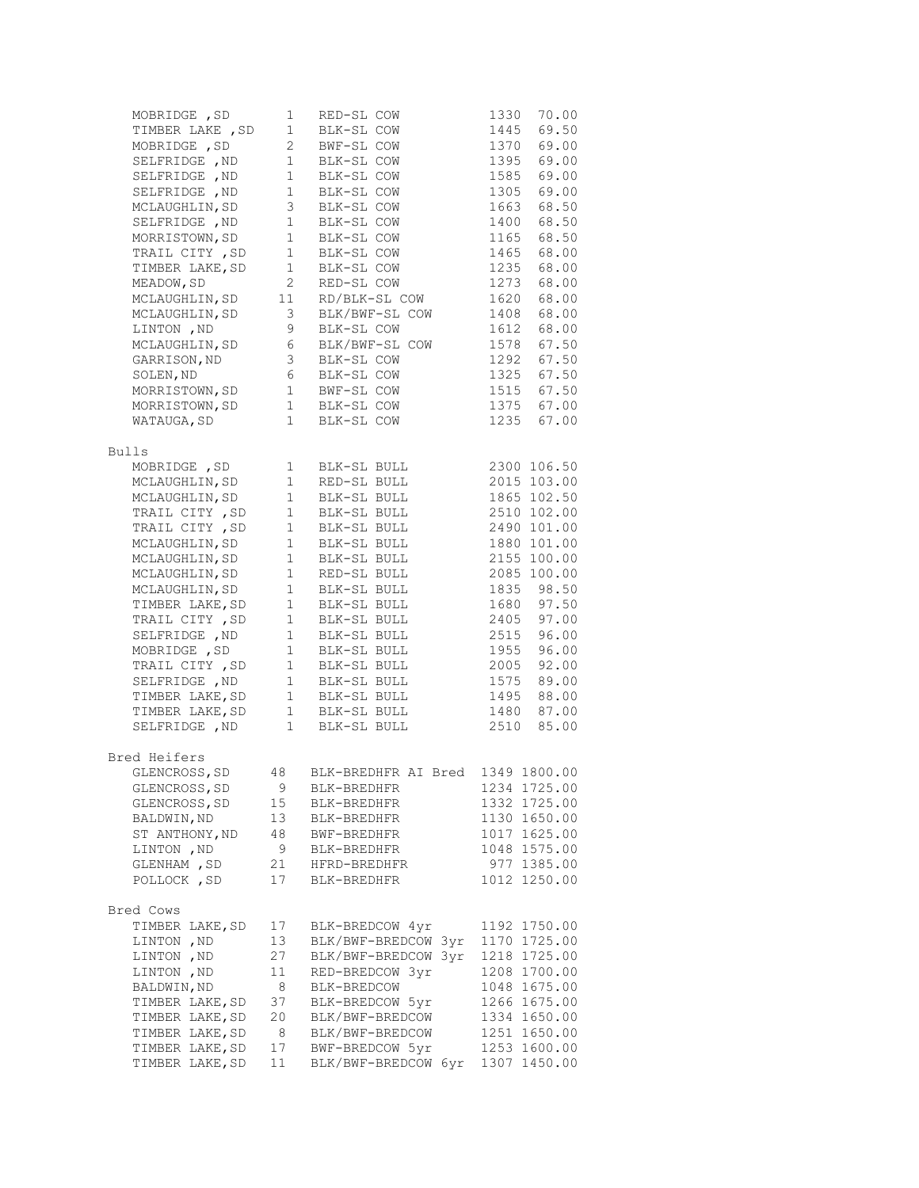| Location | Head | Description | Weight | Price |
|---|---|---|---|---|
| MOBRIDGE ,SD | 1 | RED-SL COW | 1330 | 70.00 |
| TIMBER LAKE ,SD | 1 | BLK-SL COW | 1445 | 69.50 |
| MOBRIDGE ,SD | 2 | BWF-SL COW | 1370 | 69.00 |
| SELFRIDGE ,ND | 1 | BLK-SL COW | 1395 | 69.00 |
| SELFRIDGE ,ND | 1 | BLK-SL COW | 1585 | 69.00 |
| SELFRIDGE ,ND | 1 | BLK-SL COW | 1305 | 69.00 |
| MCLAUGHLIN,SD | 3 | BLK-SL COW | 1663 | 68.50 |
| SELFRIDGE ,ND | 1 | BLK-SL COW | 1400 | 68.50 |
| MORRISTOWN,SD | 1 | BLK-SL COW | 1165 | 68.50 |
| TRAIL CITY ,SD | 1 | BLK-SL COW | 1465 | 68.00 |
| TIMBER LAKE,SD | 1 | BLK-SL COW | 1235 | 68.00 |
| MEADOW,SD | 2 | RED-SL COW | 1273 | 68.00 |
| MCLAUGHLIN,SD | 11 | RD/BLK-SL COW | 1620 | 68.00 |
| MCLAUGHLIN,SD | 3 | BLK/BWF-SL COW | 1408 | 68.00 |
| LINTON ,ND | 9 | BLK-SL COW | 1612 | 68.00 |
| MCLAUGHLIN,SD | 6 | BLK/BWF-SL COW | 1578 | 67.50 |
| GARRISON,ND | 3 | BLK-SL COW | 1292 | 67.50 |
| SOLEN,ND | 6 | BLK-SL COW | 1325 | 67.50 |
| MORRISTOWN,SD | 1 | BWF-SL COW | 1515 | 67.50 |
| MORRISTOWN,SD | 1 | BLK-SL COW | 1375 | 67.00 |
| WATAUGA,SD | 1 | BLK-SL COW | 1235 | 67.00 |

Bulls

| Location | Head | Description | Weight | Price |
|---|---|---|---|---|
| MOBRIDGE ,SD | 1 | BLK-SL BULL | 2300 | 106.50 |
| MCLAUGHLIN,SD | 1 | RED-SL BULL | 2015 | 103.00 |
| MCLAUGHLIN,SD | 1 | BLK-SL BULL | 1865 | 102.50 |
| TRAIL CITY ,SD | 1 | BLK-SL BULL | 2510 | 102.00 |
| TRAIL CITY ,SD | 1 | BLK-SL BULL | 2490 | 101.00 |
| MCLAUGHLIN,SD | 1 | BLK-SL BULL | 1880 | 101.00 |
| MCLAUGHLIN,SD | 1 | BLK-SL BULL | 2155 | 100.00 |
| MCLAUGHLIN,SD | 1 | RED-SL BULL | 2085 | 100.00 |
| MCLAUGHLIN,SD | 1 | BLK-SL BULL | 1835 | 98.50 |
| TIMBER LAKE,SD | 1 | BLK-SL BULL | 1680 | 97.50 |
| TRAIL CITY ,SD | 1 | BLK-SL BULL | 2405 | 97.00 |
| SELFRIDGE ,ND | 1 | BLK-SL BULL | 2515 | 96.00 |
| MOBRIDGE ,SD | 1 | BLK-SL BULL | 1955 | 96.00 |
| TRAIL CITY ,SD | 1 | BLK-SL BULL | 2005 | 92.00 |
| SELFRIDGE ,ND | 1 | BLK-SL BULL | 1575 | 89.00 |
| TIMBER LAKE,SD | 1 | BLK-SL BULL | 1495 | 88.00 |
| TIMBER LAKE,SD | 1 | BLK-SL BULL | 1480 | 87.00 |
| SELFRIDGE ,ND | 1 | BLK-SL BULL | 2510 | 85.00 |

Bred Heifers

| Location | Head | Description | Weight | Price |
|---|---|---|---|---|
| GLENCROSS,SD | 48 | BLK-BREDHFR AI Bred | 1349 | 1800.00 |
| GLENCROSS,SD | 9 | BLK-BREDHFR | 1234 | 1725.00 |
| GLENCROSS,SD | 15 | BLK-BREDHFR | 1332 | 1725.00 |
| BALDWIN,ND | 13 | BLK-BREDHFR | 1130 | 1650.00 |
| ST ANTHONY,ND | 48 | BWF-BREDHFR | 1017 | 1625.00 |
| LINTON ,ND | 9 | BLK-BREDHFR | 1048 | 1575.00 |
| GLENHAM ,SD | 21 | HFRD-BREDHFR | 977 | 1385.00 |
| POLLOCK ,SD | 17 | BLK-BREDHFR | 1012 | 1250.00 |

Bred Cows

| Location | Head | Description | Weight | Price |
|---|---|---|---|---|
| TIMBER LAKE,SD | 17 | BLK-BREDCOW 4yr | 1192 | 1750.00 |
| LINTON ,ND | 13 | BLK/BWF-BREDCOW 3yr | 1170 | 1725.00 |
| LINTON ,ND | 27 | BLK/BWF-BREDCOW 3yr | 1218 | 1725.00 |
| LINTON ,ND | 11 | RED-BREDCOW 3yr | 1208 | 1700.00 |
| BALDWIN,ND | 8 | BLK-BREDCOW | 1048 | 1675.00 |
| TIMBER LAKE,SD | 37 | BLK-BREDCOW 5yr | 1266 | 1675.00 |
| TIMBER LAKE,SD | 20 | BLK/BWF-BREDCOW | 1334 | 1650.00 |
| TIMBER LAKE,SD | 8 | BLK/BWF-BREDCOW | 1251 | 1650.00 |
| TIMBER LAKE,SD | 17 | BWF-BREDCOW 5yr | 1253 | 1600.00 |
| TIMBER LAKE,SD | 11 | BLK/BWF-BREDCOW 6yr | 1307 | 1450.00 |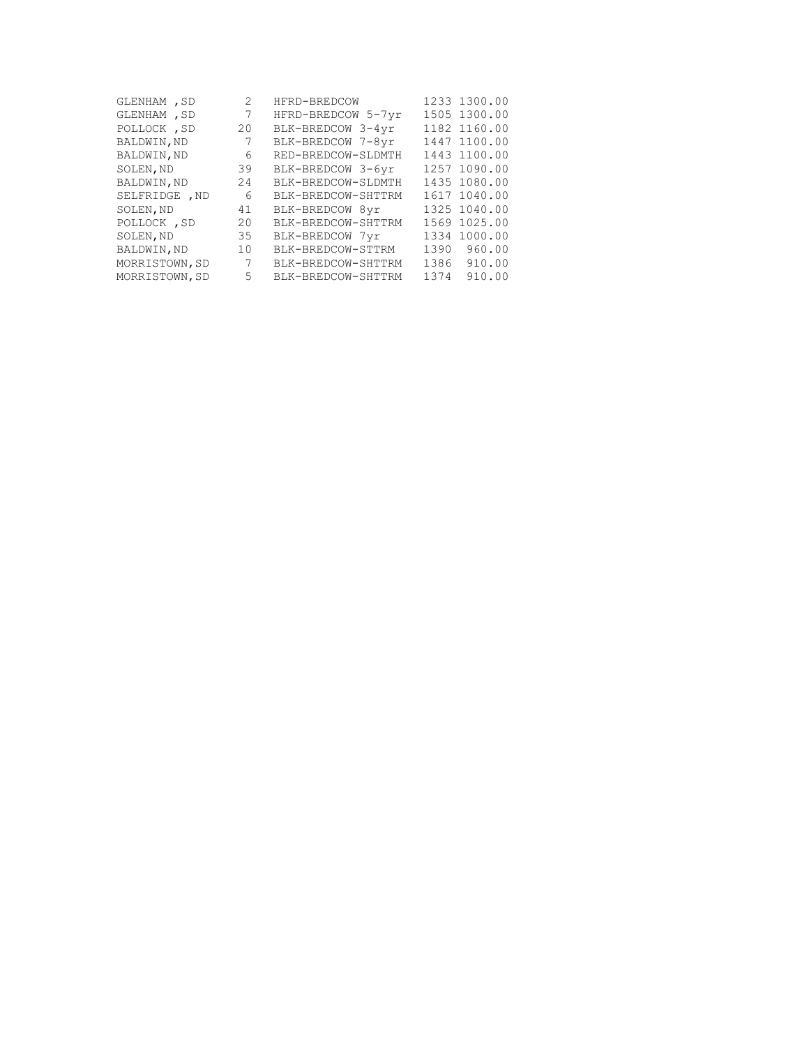| | | | | |
|---|---|---|---|---|
| GLENHAM ,SD | 2 | HFRD-BREDCOW | 1233 | 1300.00 |
| GLENHAM ,SD | 7 | HFRD-BREDCOW 5-7yr | 1505 | 1300.00 |
| POLLOCK ,SD | 20 | BLK-BREDCOW 3-4yr | 1182 | 1160.00 |
| BALDWIN,ND | 7 | BLK-BREDCOW 7-8yr | 1447 | 1100.00 |
| BALDWIN,ND | 6 | RED-BREDCOW-SLDMTH | 1443 | 1100.00 |
| SOLEN,ND | 39 | BLK-BREDCOW 3-6yr | 1257 | 1090.00 |
| BALDWIN,ND | 24 | BLK-BREDCOW-SLDMTH | 1435 | 1080.00 |
| SELFRIDGE ,ND | 6 | BLK-BREDCOW-SHTTRM | 1617 | 1040.00 |
| SOLEN,ND | 41 | BLK-BREDCOW 8yr | 1325 | 1040.00 |
| POLLOCK ,SD | 20 | BLK-BREDCOW-SHTTRM | 1569 | 1025.00 |
| SOLEN,ND | 35 | BLK-BREDCOW 7yr | 1334 | 1000.00 |
| BALDWIN,ND | 10 | BLK-BREDCOW-STTRM | 1390 | 960.00 |
| MORRISTOWN,SD | 7 | BLK-BREDCOW-SHTTRM | 1386 | 910.00 |
| MORRISTOWN,SD | 5 | BLK-BREDCOW-SHTTRM | 1374 | 910.00 |